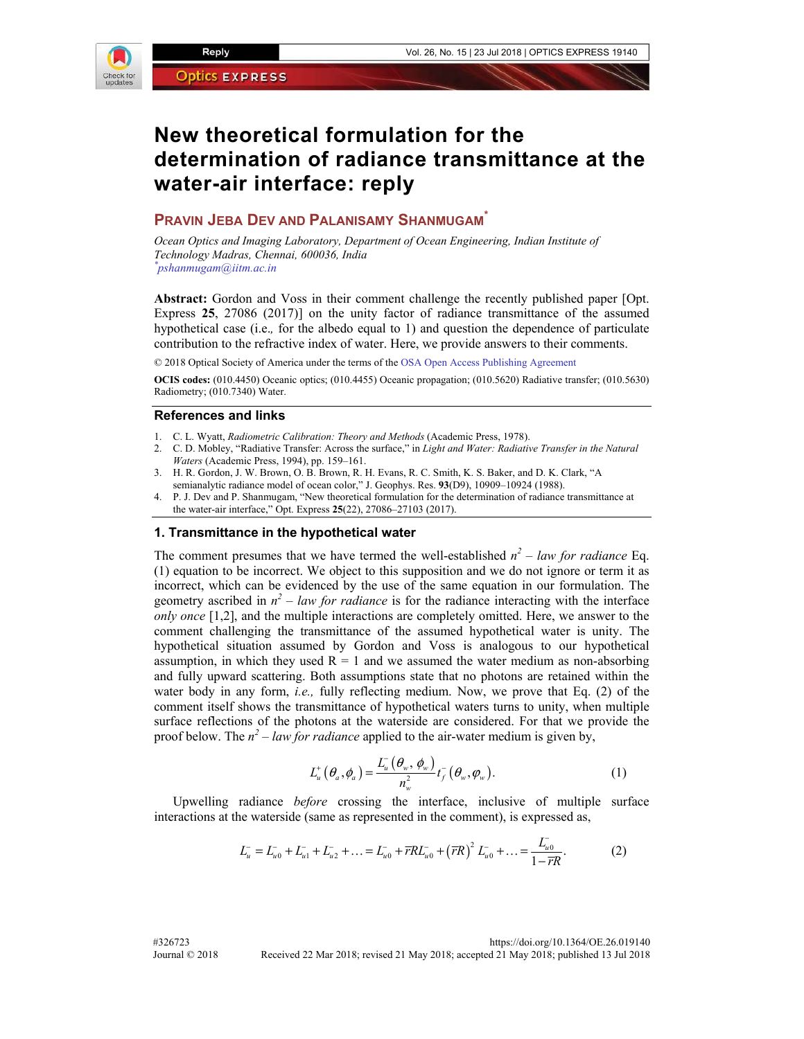# New theoretical formulation for the determination of radiance transmittance at the water-air interface: reply

**Pravin Jeba Dev and Palanisamy Shanmugam***

*Ocean Optics and Imaging Laboratory, Department of Ocean Engineering, Indian Institute of Technology Madras, Chennai, 600036, India*
*pshanmugam@iitm.ac.in

**Abstract:** Gordon and Voss in their comment challenge the recently published paper [Opt. Express **25**, 27086 (2017)] on the unity factor of radiance transmittance of the assumed hypothetical case (i.e., for the albedo equal to 1) and question the dependence of particulate contribution to the refractive index of water. Here, we provide answers to their comments.

© 2018 Optical Society of America under the terms of the OSA Open Access Publishing Agreement

**OCIS codes:** (010.4450) Oceanic optics; (010.4455) Oceanic propagation; (010.5620) Radiative transfer; (010.5630) Radiometry; (010.7340) Water.

## References and links

1. C. L. Wyatt, *Radiometric Calibration: Theory and Methods* (Academic Press, 1978).
2. C. D. Mobley, "Radiative Transfer: Across the surface," in *Light and Water: Radiative Transfer in the Natural Waters* (Academic Press, 1994), pp. 159–161.
3. H. R. Gordon, J. W. Brown, O. B. Brown, R. H. Evans, R. C. Smith, K. S. Baker, and D. K. Clark, "A semianalytic radiance model of ocean color," J. Geophys. Res. **93**(D9), 10909–10924 (1988).
4. P. J. Dev and P. Shanmugam, "New theoretical formulation for the determination of radiance transmittance at the water-air interface," Opt. Express **25**(22), 27086–27103 (2017).

## 1. Transmittance in the hypothetical water

The comment presumes that we have termed the well-established $n^2$ – *law for radiance* Eq. (1) equation to be incorrect. We object to this supposition and we do not ignore or term it as incorrect, which can be evidenced by the use of the same equation in our formulation. The geometry ascribed in $n^2$ – *law for radiance* is for the radiance interacting with the interface *only once* [1,2], and the multiple interactions are completely omitted. Here, we answer to the comment challenging the transmittance of the assumed hypothetical water is unity. The hypothetical situation assumed by Gordon and Voss is analogous to our hypothetical assumption, in which they used R = 1 and we assumed the water medium as non-absorbing and fully upward scattering. Both assumptions state that no photons are retained within the water body in any form, *i.e.,* fully reflecting medium. Now, we prove that Eq. (2) of the comment itself shows the transmittance of hypothetical waters turns to unity, when multiple surface reflections of the photons at the waterside are considered. For that we provide the proof below. The $n^2$ – *law for radiance* applied to the air-water medium is given by,

$$L_u^+(\theta_a, \phi_a) = \frac{L_u^-(\theta_w, \phi_w)}{n_w^2} t_f^-(\theta_w, \varphi_w). \tag{1}$$

Upwelling radiance *before* crossing the interface, inclusive of multiple surface interactions at the waterside (same as represented in the comment), is expressed as,

$$L_u^- = L_{u0}^- + L_{u1}^- + L_{u2}^- + \ldots = L_{u0}^- + \overline{r}RL_{u0}^- + \left(\overline{r}R\right)^2 L_{u0}^- + \ldots = \frac{L_{u0}^-}{1 - \overline{r}R}. \tag{2}$$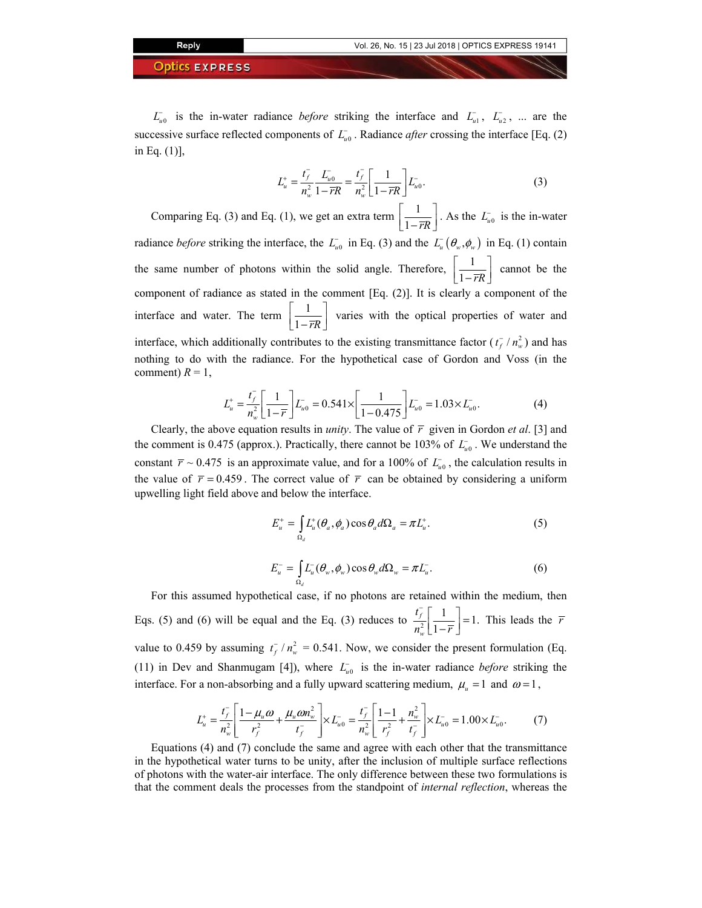$L_{u0}^{-}$ is the in-water radiance *before* striking the interface and $L_{u1}^{-}$, $L_{u2}^{-}$, ... are the successive surface reflected components of $L_{u0}^{-}$. Radiance *after* crossing the interface [Eq. (2) in Eq. (1)],

$$L_u^{+} = \frac{t_f^{-}}{n_w^2}\frac{L_{u0}^{-}}{1-\overline{r}R} = \frac{t_f^{-}}{n_w^2}\left[\frac{1}{1-\overline{r}R}\right]L_{u0}^{-}. \tag{3}$$

Comparing Eq. (3) and Eq. (1), we get an extra term $\left[\frac{1}{1-\overline{r}R}\right]$. As the $L_{u0}^{-}$ is the in-water radiance *before* striking the interface, the $L_{u0}^{-}$ in Eq. (3) and the $L_u^{-}(\theta_w,\phi_w)$ in Eq. (1) contain the same number of photons within the solid angle. Therefore, $\left[\frac{1}{1-\overline{r}R}\right]$ cannot be the component of radiance as stated in the comment [Eq. (2)]. It is clearly a component of the interface and water. The term $\left[\frac{1}{1-\overline{r}R}\right]$ varies with the optical properties of water and interface, which additionally contributes to the existing transmittance factor ($t_f^{-}/n_w^2$) and has nothing to do with the radiance. For the hypothetical case of Gordon and Voss (in the comment) $R = 1$,

$$L_u^{+} = \frac{t_f^{-}}{n_w^2}\left[\frac{1}{1-\overline{r}}\right]L_{u0}^{-} = 0.541\times\left[\frac{1}{1-0.475}\right]L_{u0}^{-} = 1.03\times L_{u0}^{-}. \tag{4}$$

Clearly, the above equation results in *unity*. The value of $\overline{r}$ given in Gordon *et al*. [3] and the comment is 0.475 (approx.). Practically, there cannot be 103% of $L_{u0}^{-}$. We understand the constant $\overline{r} \sim 0.475$ is an approximate value, and for a 100% of $L_{u0}^{-}$, the calculation results in the value of $\overline{r} = 0.459$. The correct value of $\overline{r}$ can be obtained by considering a uniform upwelling light field above and below the interface.

$$E_u^{+} = \int_{\Omega_d} L_u^{+}(\theta_a,\phi_a)\cos\theta_a d\Omega_a = \pi L_u^{+}. \tag{5}$$

$$E_u^{-} = \int_{\Omega_d} L_u^{-}(\theta_w,\phi_w)\cos\theta_w d\Omega_w = \pi L_u^{-}. \tag{6}$$

For this assumed hypothetical case, if no photons are retained within the medium, then Eqs. (5) and (6) will be equal and the Eq. (3) reduces to $\frac{t_f^{-}}{n_w^2}\left[\frac{1}{1-\overline{r}}\right] = 1$. This leads the $\overline{r}$ value to 0.459 by assuming $t_f^{-}/n_w^2$ = 0.541. Now, we consider the present formulation (Eq. (11) in Dev and Shanmugam [4]), where $L_{u0}^{-}$ is the in-water radiance *before* striking the interface. For a non-absorbing and a fully upward scattering medium, $\mu_u = 1$ and $\omega = 1$,

$$L_u^{+} = \frac{t_f^{-}}{n_w^2}\left[\frac{1-\mu_u\omega}{r_f^2} + \frac{\mu_u\omega n_w^2}{t_f^{-}}\right]\times L_{u0}^{-} = \frac{t_f^{-}}{n_w^2}\left[\frac{1-1}{r_f^2} + \frac{n_w^2}{t_f^{-}}\right]\times L_{u0}^{-} = 1.00\times L_{u0}^{-}. \tag{7}$$

Equations (4) and (7) conclude the same and agree with each other that the transmittance in the hypothetical water turns to be unity, after the inclusion of multiple surface reflections of photons with the water-air interface. The only difference between these two formulations is that the comment deals the processes from the standpoint of *internal reflection*, whereas the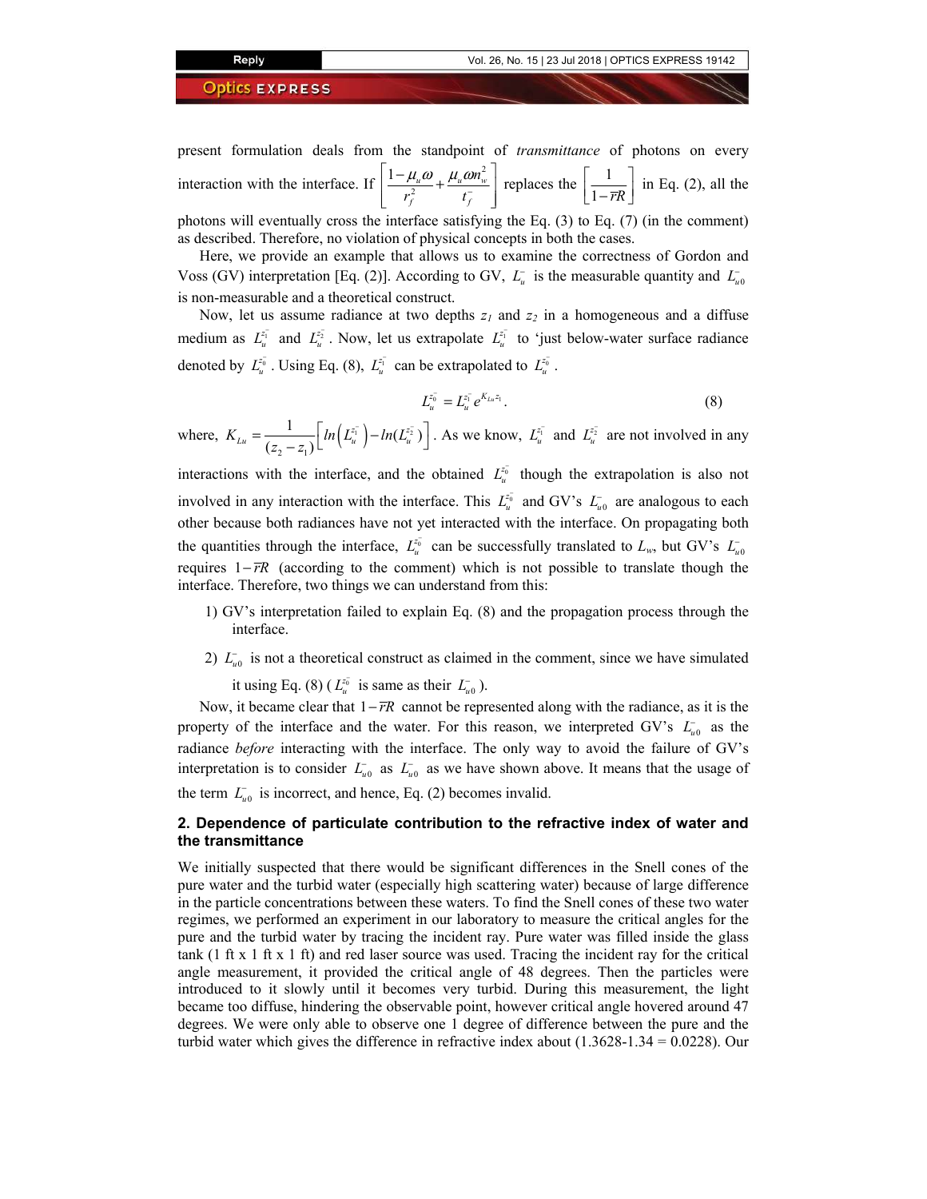present formulation deals from the standpoint of *transmittance* of photons on every interaction with the interface. If $\left[\frac{1-\mu_u\omega}{r_f^2}+\frac{\mu_u\omega n_w^2}{t_f^-}\right]$ replaces the $\left[\frac{1}{1-\overline{r}R}\right]$ in Eq. (2), all the photons will eventually cross the interface satisfying the Eq. (3) to Eq. (7) (in the comment) as described. Therefore, no violation of physical concepts in both the cases.

Here, we provide an example that allows us to examine the correctness of Gordon and Voss (GV) interpretation [Eq. (2)]. According to GV, $L_u^-$ is the measurable quantity and $L_{u0}^-$ is non-measurable and a theoretical construct.

Now, let us assume radiance at two depths $z_1$ and $z_2$ in a homogeneous and a diffuse medium as $L_u^{z_1^-}$ and $L_u^{z_2^-}$. Now, let us extrapolate $L_u^{z_1^-}$ to 'just below-water surface radiance denoted by $L_u^{z_0^-}$. Using Eq. (8), $L_u^{z_1^-}$ can be extrapolated to $L_u^{z_0^-}$.

$$L_u^{z_0^-} = L_u^{z_1^-} e^{K_{Lu} z_1}. \tag{8}$$

where, $K_{Lu} = \frac{1}{(z_2 - z_1)}\left[ln\left(L_u^{z_1^-}\right) - ln(L_u^{z_2^-})\right]$. As we know, $L_u^{z_1^-}$ and $L_u^{z_2^-}$ are not involved in any interactions with the interface, and the obtained $L_u^{z_0^-}$ though the extrapolation is also not involved in any interaction with the interface. This $L_u^{z_0^-}$ and GV's $L_{u0}^-$ are analogous to each other because both radiances have not yet interacted with the interface. On propagating both the quantities through the interface, $L_u^{z_0^-}$ can be successfully translated to $L_w$, but GV's $L_{u0}^-$ requires $1-\overline{r}R$ (according to the comment) which is not possible to translate though the interface. Therefore, two things we can understand from this:

1) GV's interpretation failed to explain Eq. (8) and the propagation process through the interface.
2) $L_{u0}^-$ is not a theoretical construct as claimed in the comment, since we have simulated it using Eq. (8) ($L_u^{z_0^-}$ is same as their $L_{u0}^-$).

Now, it became clear that $1-\overline{r}R$ cannot be represented along with the radiance, as it is the property of the interface and the water. For this reason, we interpreted GV's $L_{u0}^-$ as the radiance *before* interacting with the interface. The only way to avoid the failure of GV's interpretation is to consider $L_{u0}^-$ as $L_{u0}^-$ as we have shown above. It means that the usage of the term $L_{u0}^-$ is incorrect, and hence, Eq. (2) becomes invalid.

## 2. Dependence of particulate contribution to the refractive index of water and the transmittance

We initially suspected that there would be significant differences in the Snell cones of the pure water and the turbid water (especially high scattering water) because of large difference in the particle concentrations between these waters. To find the Snell cones of these two water regimes, we performed an experiment in our laboratory to measure the critical angles for the pure and the turbid water by tracing the incident ray. Pure water was filled inside the glass tank (1 ft x 1 ft x 1 ft) and red laser source was used. Tracing the incident ray for the critical angle measurement, it provided the critical angle of 48 degrees. Then the particles were introduced to it slowly until it becomes very turbid. During this measurement, the light became too diffuse, hindering the observable point, however critical angle hovered around 47 degrees. We were only able to observe one 1 degree of difference between the pure and the turbid water which gives the difference in refractive index about (1.3628-1.34 = 0.0228). Our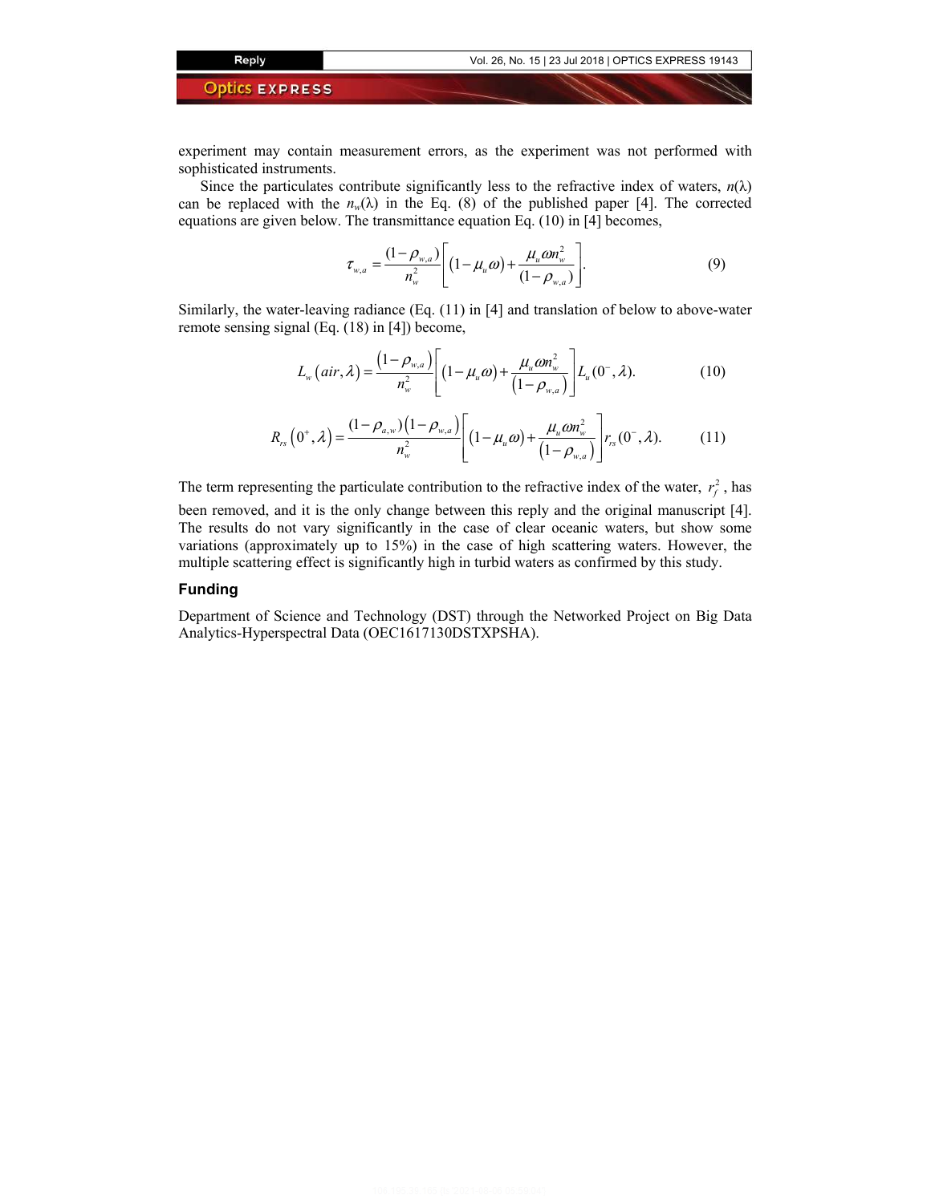experiment may contain measurement errors, as the experiment was not performed with sophisticated instruments.

Since the particulates contribute significantly less to the refractive index of waters, $n(\lambda)$ can be replaced with the $n_w(\lambda)$ in the Eq. (8) of the published paper [4]. The corrected equations are given below. The transmittance equation Eq. (10) in [4] becomes,

$$\tau_{w,a} = \frac{(1-\rho_{w,a})}{n_w^2}\left[(1-\mu_u\omega) + \frac{\mu_u\omega n_w^2}{(1-\rho_{w,a})}\right]. \tag{9}$$

Similarly, the water-leaving radiance (Eq. (11) in [4] and translation of below to above-water remote sensing signal (Eq. (18) in [4]) become,

$$L_w(air,\lambda) = \frac{(1-\rho_{w,a})}{n_w^2}\left[(1-\mu_u\omega) + \frac{\mu_u\omega n_w^2}{(1-\rho_{w,a})}\right]L_u(0^-,\lambda). \tag{10}$$

$$R_{rs}(0^+,\lambda) = \frac{(1-\rho_{a,w})(1-\rho_{w,a})}{n_w^2}\left[(1-\mu_u\omega) + \frac{\mu_u\omega n_w^2}{(1-\rho_{w,a})}\right]r_{rs}(0^-,\lambda). \tag{11}$$

The term representing the particulate contribution to the refractive index of the water, $r_f^2$, has been removed, and it is the only change between this reply and the original manuscript [4]. The results do not vary significantly in the case of clear oceanic waters, but show some variations (approximately up to 15%) in the case of high scattering waters. However, the multiple scattering effect is significantly high in turbid waters as confirmed by this study.

## Funding

Department of Science and Technology (DST) through the Networked Project on Big Data Analytics-Hyperspectral Data (OEC1617130DSTXPSHA).